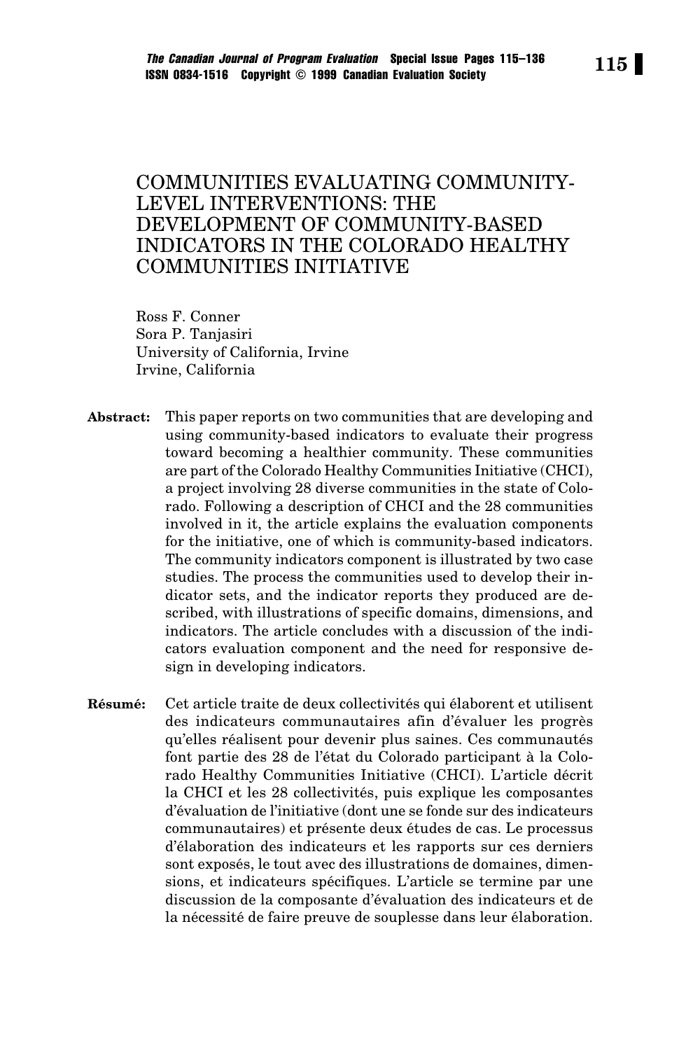# COMMUNITIES EVALUATING COMMUNITY-LEVEL INTERVENTIONS: THE DEVELOPMENT OF COMMUNITY-BASED INDICATORS IN THE COLORADO HEALTHY COMMUNITIES INITIATIVE

Ross F. Conner
Sora P. Tanjasiri
University of California, Irvine
Irvine, California

**Abstract:** This paper reports on two communities that are developing and using community-based indicators to evaluate their progress toward becoming a healthier community. These communities are part of the Colorado Healthy Communities Initiative (CHCI), a project involving 28 diverse communities in the state of Colorado. Following a description of CHCI and the 28 communities involved in it, the article explains the evaluation components for the initiative, one of which is community-based indicators. The community indicators component is illustrated by two case studies. The process the communities used to develop their indicator sets, and the indicator reports they produced are described, with illustrations of specific domains, dimensions, and indicators. The article concludes with a discussion of the indicators evaluation component and the need for responsive design in developing indicators.

**Résumé:** Cet article traite de deux collectivités qui élaborent et utilisent des indicateurs communautaires afin d'évaluer les progrès qu'elles réalisent pour devenir plus saines. Ces communautés font partie des 28 de l'état du Colorado participant à la Colorado Healthy Communities Initiative (CHCI). L'article décrit la CHCI et les 28 collectivités, puis explique les composantes d'évaluation de l'initiative (dont une se fonde sur des indicateurs communautaires) et présente deux études de cas. Le processus d'élaboration des indicateurs et les rapports sur ces derniers sont exposés, le tout avec des illustrations de domaines, dimensions, et indicateurs spécifiques. L'article se termine par une discussion de la composante d'évaluation des indicateurs et de la nécessité de faire preuve de souplesse dans leur élaboration.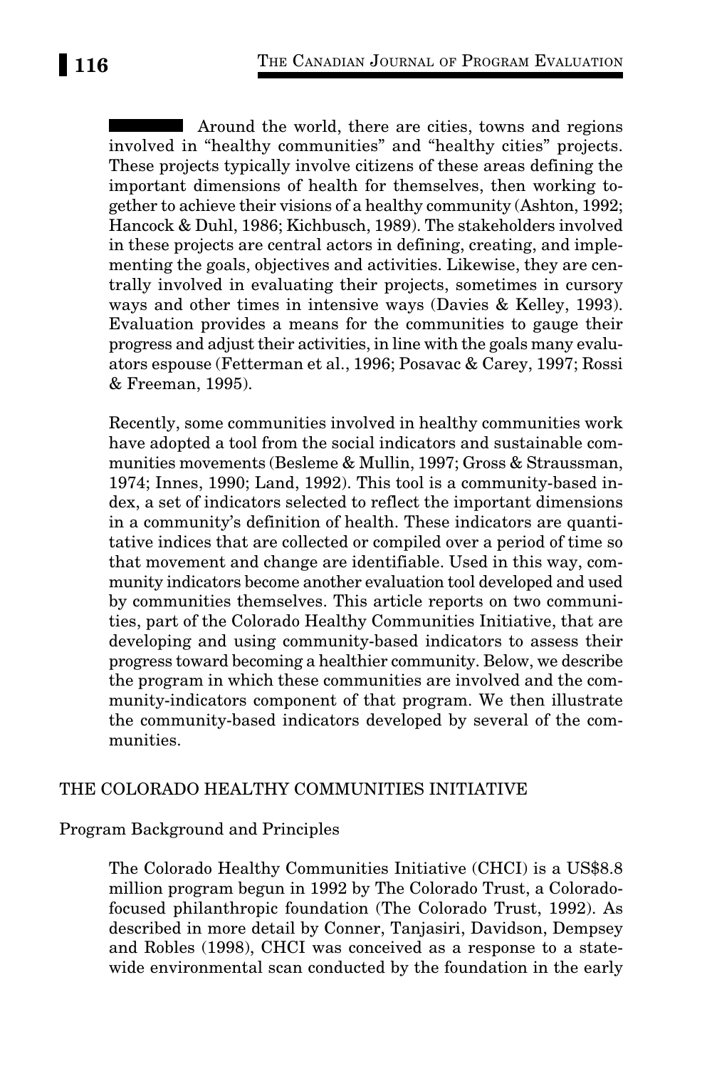Around the world, there are cities, towns and regions involved in "healthy communities" and "healthy cities" projects. These projects typically involve citizens of these areas defining the important dimensions of health for themselves, then working together to achieve their visions of a healthy community (Ashton, 1992; Hancock & Duhl, 1986; Kichbusch, 1989). The stakeholders involved in these projects are central actors in defining, creating, and implementing the goals, objectives and activities. Likewise, they are centrally involved in evaluating their projects, sometimes in cursory ways and other times in intensive ways (Davies & Kelley, 1993). Evaluation provides a means for the communities to gauge their progress and adjust their activities, in line with the goals many evaluators espouse (Fetterman et al., 1996; Posavac & Carey, 1997; Rossi & Freeman, 1995).

Recently, some communities involved in healthy communities work have adopted a tool from the social indicators and sustainable communities movements (Besleme & Mullin, 1997; Gross & Straussman, 1974; Innes, 1990; Land, 1992). This tool is a community-based index, a set of indicators selected to reflect the important dimensions in a community's definition of health. These indicators are quantitative indices that are collected or compiled over a period of time so that movement and change are identifiable. Used in this way, community indicators become another evaluation tool developed and used by communities themselves. This article reports on two communities, part of the Colorado Healthy Communities Initiative, that are developing and using community-based indicators to assess their progress toward becoming a healthier community. Below, we describe the program in which these communities are involved and the community-indicators component of that program. We then illustrate the community-based indicators developed by several of the communities.

## THE COLORADO HEALTHY COMMUNITIES INITIATIVE

### Program Background and Principles

The Colorado Healthy Communities Initiative (CHCI) is a US$8.8 million program begun in 1992 by The Colorado Trust, a Colorado-focused philanthropic foundation (The Colorado Trust, 1992). As described in more detail by Conner, Tanjasiri, Davidson, Dempsey and Robles (1998), CHCI was conceived as a response to a statewide environmental scan conducted by the foundation in the early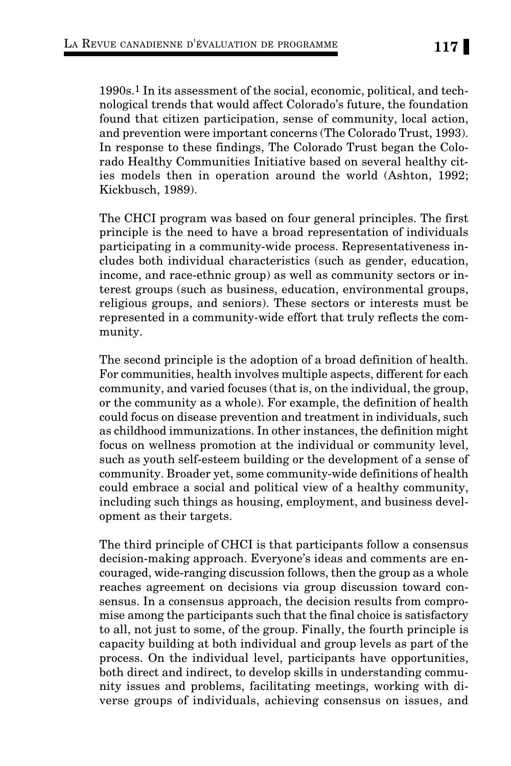1990s.[1] In its assessment of the social, economic, political, and technological trends that would affect Colorado's future, the foundation found that citizen participation, sense of community, local action, and prevention were important concerns (The Colorado Trust, 1993). In response to these findings, The Colorado Trust began the Colorado Healthy Communities Initiative based on several healthy cities models then in operation around the world (Ashton, 1992; Kickbusch, 1989).

The CHCI program was based on four general principles. The first principle is the need to have a broad representation of individuals participating in a community-wide process. Representativeness includes both individual characteristics (such as gender, education, income, and race-ethnic group) as well as community sectors or interest groups (such as business, education, environmental groups, religious groups, and seniors). These sectors or interests must be represented in a community-wide effort that truly reflects the community.

The second principle is the adoption of a broad definition of health. For communities, health involves multiple aspects, different for each community, and varied focuses (that is, on the individual, the group, or the community as a whole). For example, the definition of health could focus on disease prevention and treatment in individuals, such as childhood immunizations. In other instances, the definition might focus on wellness promotion at the individual or community level, such as youth self-esteem building or the development of a sense of community. Broader yet, some community-wide definitions of health could embrace a social and political view of a healthy community, including such things as housing, employment, and business development as their targets.

The third principle of CHCI is that participants follow a consensus decision-making approach. Everyone's ideas and comments are encouraged, wide-ranging discussion follows, then the group as a whole reaches agreement on decisions via group discussion toward consensus. In a consensus approach, the decision results from compromise among the participants such that the final choice is satisfactory to all, not just to some, of the group. Finally, the fourth principle is capacity building at both individual and group levels as part of the process. On the individual level, participants have opportunities, both direct and indirect, to develop skills in understanding community issues and problems, facilitating meetings, working with diverse groups of individuals, achieving consensus on issues, and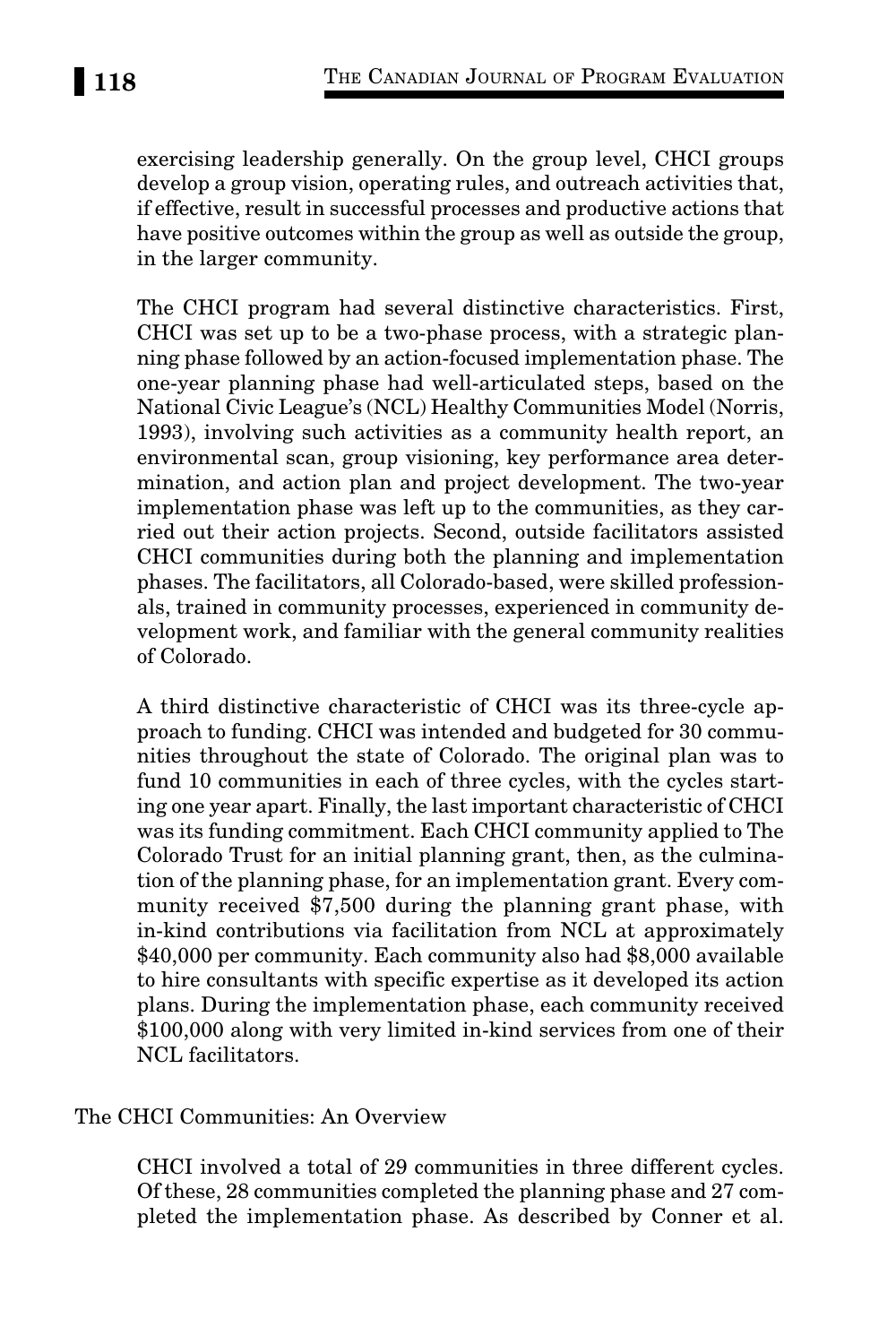exercising leadership generally. On the group level, CHCI groups develop a group vision, operating rules, and outreach activities that, if effective, result in successful processes and productive actions that have positive outcomes within the group as well as outside the group, in the larger community.

The CHCI program had several distinctive characteristics. First, CHCI was set up to be a two-phase process, with a strategic planning phase followed by an action-focused implementation phase. The one-year planning phase had well-articulated steps, based on the National Civic League's (NCL) Healthy Communities Model (Norris, 1993), involving such activities as a community health report, an environmental scan, group visioning, key performance area determination, and action plan and project development. The two-year implementation phase was left up to the communities, as they carried out their action projects. Second, outside facilitators assisted CHCI communities during both the planning and implementation phases. The facilitators, all Colorado-based, were skilled professionals, trained in community processes, experienced in community development work, and familiar with the general community realities of Colorado.

A third distinctive characteristic of CHCI was its three-cycle approach to funding. CHCI was intended and budgeted for 30 communities throughout the state of Colorado. The original plan was to fund 10 communities in each of three cycles, with the cycles starting one year apart. Finally, the last important characteristic of CHCI was its funding commitment. Each CHCI community applied to The Colorado Trust for an initial planning grant, then, as the culmination of the planning phase, for an implementation grant. Every community received $7,500 during the planning grant phase, with in-kind contributions via facilitation from NCL at approximately $40,000 per community. Each community also had $8,000 available to hire consultants with specific expertise as it developed its action plans. During the implementation phase, each community received $100,000 along with very limited in-kind services from one of their NCL facilitators.

## The CHCI Communities: An Overview

CHCI involved a total of 29 communities in three different cycles. Of these, 28 communities completed the planning phase and 27 completed the implementation phase. As described by Conner et al.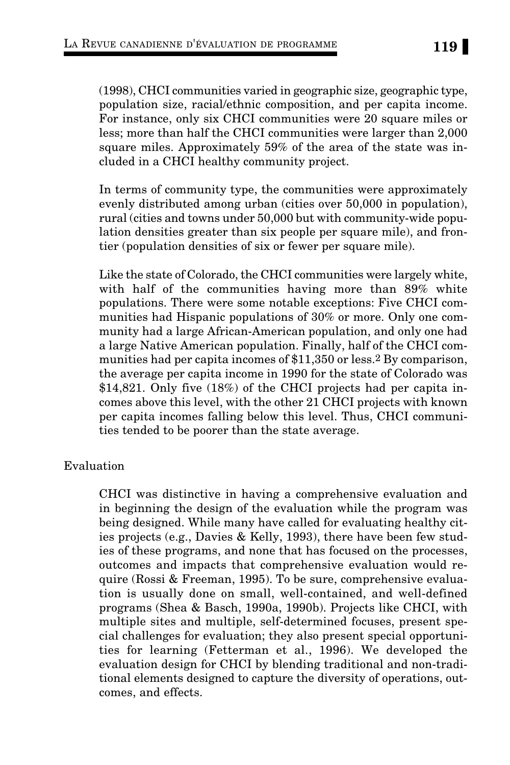(1998), CHCI communities varied in geographic size, geographic type, population size, racial/ethnic composition, and per capita income. For instance, only six CHCI communities were 20 square miles or less; more than half the CHCI communities were larger than 2,000 square miles. Approximately 59% of the area of the state was included in a CHCI healthy community project.

In terms of community type, the communities were approximately evenly distributed among urban (cities over 50,000 in population), rural (cities and towns under 50,000 but with community-wide population densities greater than six people per square mile), and frontier (population densities of six or fewer per square mile).

Like the state of Colorado, the CHCI communities were largely white, with half of the communities having more than 89% white populations. There were some notable exceptions: Five CHCI communities had Hispanic populations of 30% or more. Only one community had a large African-American population, and only one had a large Native American population. Finally, half of the CHCI communities had per capita incomes of $11,350 or less.[2] By comparison, the average per capita income in 1990 for the state of Colorado was $14,821. Only five (18%) of the CHCI projects had per capita incomes above this level, with the other 21 CHCI projects with known per capita incomes falling below this level. Thus, CHCI communities tended to be poorer than the state average.

## Evaluation

CHCI was distinctive in having a comprehensive evaluation and in beginning the design of the evaluation while the program was being designed. While many have called for evaluating healthy cities projects (e.g., Davies & Kelly, 1993), there have been few studies of these programs, and none that has focused on the processes, outcomes and impacts that comprehensive evaluation would require (Rossi & Freeman, 1995). To be sure, comprehensive evaluation is usually done on small, well-contained, and well-defined programs (Shea & Basch, 1990a, 1990b). Projects like CHCI, with multiple sites and multiple, self-determined focuses, present special challenges for evaluation; they also present special opportunities for learning (Fetterman et al., 1996). We developed the evaluation design for CHCI by blending traditional and non-traditional elements designed to capture the diversity of operations, outcomes, and effects.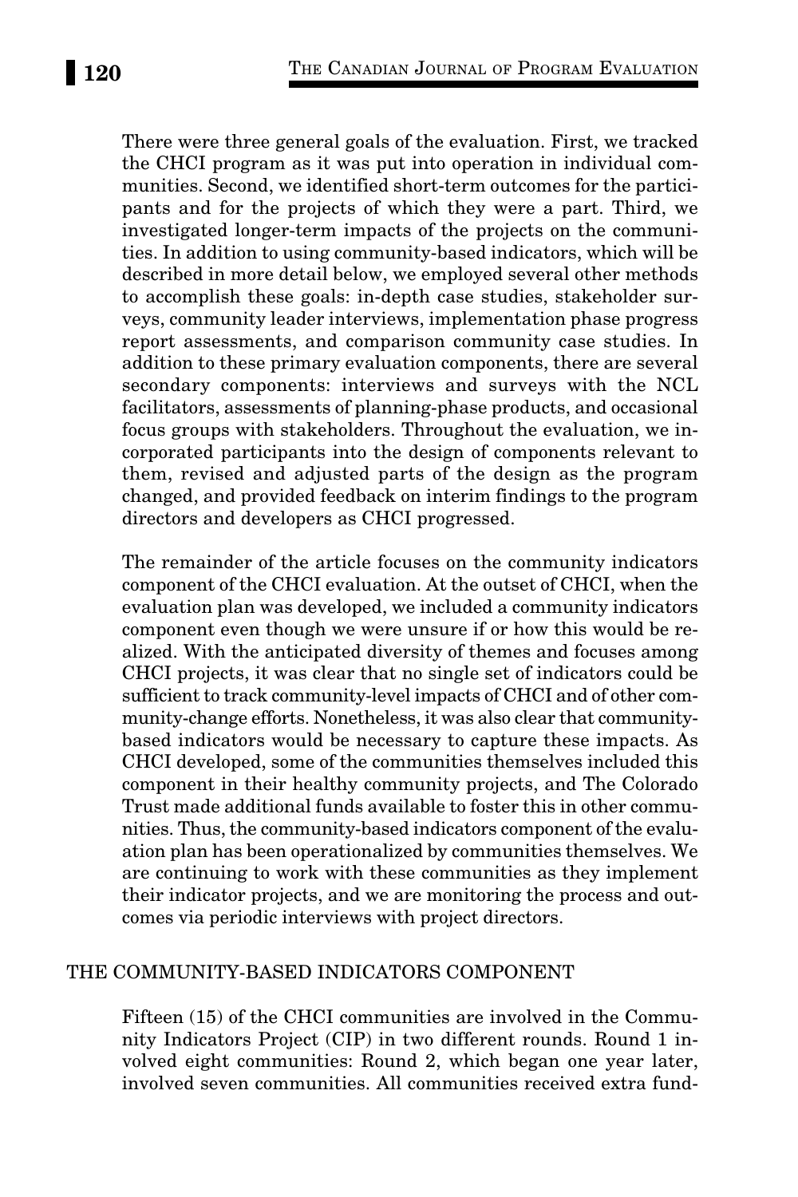There were three general goals of the evaluation. First, we tracked the CHCI program as it was put into operation in individual communities. Second, we identified short-term outcomes for the participants and for the projects of which they were a part. Third, we investigated longer-term impacts of the projects on the communities. In addition to using community-based indicators, which will be described in more detail below, we employed several other methods to accomplish these goals: in-depth case studies, stakeholder surveys, community leader interviews, implementation phase progress report assessments, and comparison community case studies. In addition to these primary evaluation components, there are several secondary components: interviews and surveys with the NCL facilitators, assessments of planning-phase products, and occasional focus groups with stakeholders. Throughout the evaluation, we incorporated participants into the design of components relevant to them, revised and adjusted parts of the design as the program changed, and provided feedback on interim findings to the program directors and developers as CHCI progressed.

The remainder of the article focuses on the community indicators component of the CHCI evaluation. At the outset of CHCI, when the evaluation plan was developed, we included a community indicators component even though we were unsure if or how this would be realized. With the anticipated diversity of themes and focuses among CHCI projects, it was clear that no single set of indicators could be sufficient to track community-level impacts of CHCI and of other community-change efforts. Nonetheless, it was also clear that community-based indicators would be necessary to capture these impacts. As CHCI developed, some of the communities themselves included this component in their healthy community projects, and The Colorado Trust made additional funds available to foster this in other communities. Thus, the community-based indicators component of the evaluation plan has been operationalized by communities themselves. We are continuing to work with these communities as they implement their indicator projects, and we are monitoring the process and outcomes via periodic interviews with project directors.

## THE COMMUNITY-BASED INDICATORS COMPONENT

Fifteen (15) of the CHCI communities are involved in the Community Indicators Project (CIP) in two different rounds. Round 1 involved eight communities: Round 2, which began one year later, involved seven communities. All communities received extra fund-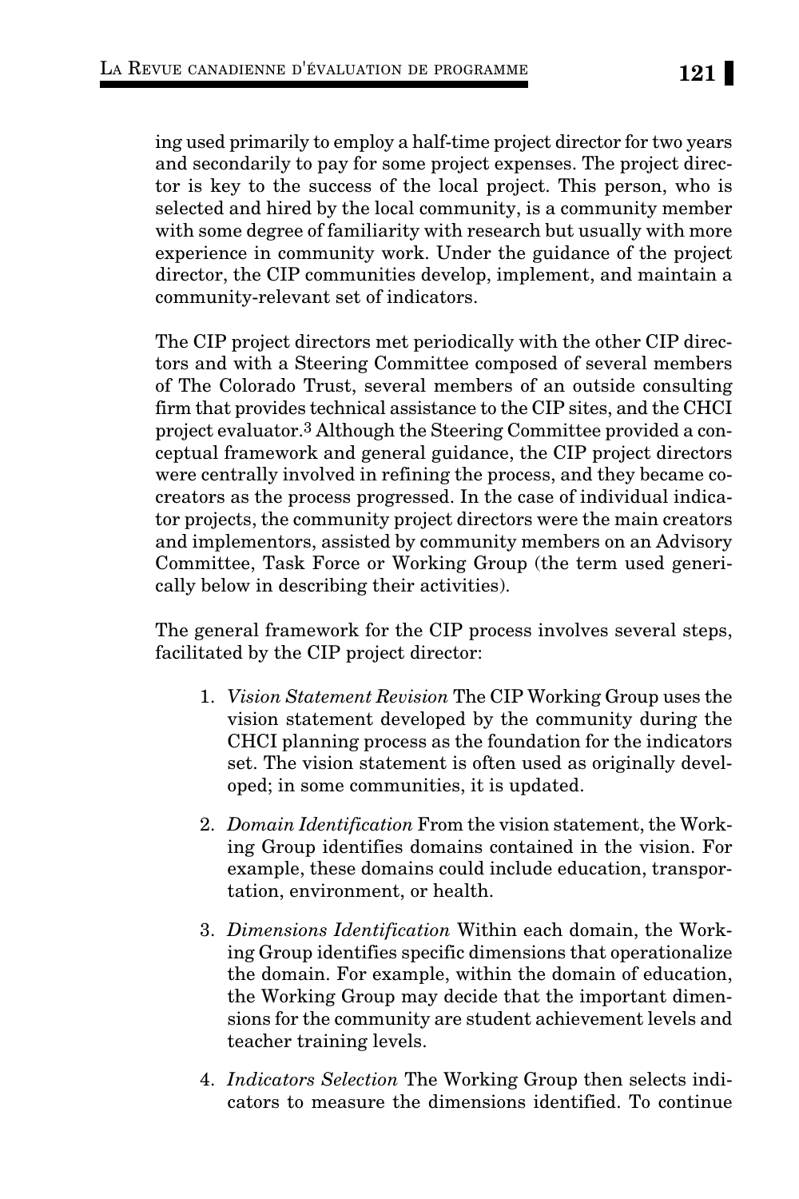ing used primarily to employ a half-time project director for two years and secondarily to pay for some project expenses. The project director is key to the success of the local project. This person, who is selected and hired by the local community, is a community member with some degree of familiarity with research but usually with more experience in community work. Under the guidance of the project director, the CIP communities develop, implement, and maintain a community-relevant set of indicators.

The CIP project directors met periodically with the other CIP directors and with a Steering Committee composed of several members of The Colorado Trust, several members of an outside consulting firm that provides technical assistance to the CIP sites, and the CHCI project evaluator.[3] Although the Steering Committee provided a conceptual framework and general guidance, the CIP project directors were centrally involved in refining the process, and they became co-creators as the process progressed. In the case of individual indicator projects, the community project directors were the main creators and implementors, assisted by community members on an Advisory Committee, Task Force or Working Group (the term used generically below in describing their activities).

The general framework for the CIP process involves several steps, facilitated by the CIP project director:

1. *Vision Statement Revision* The CIP Working Group uses the vision statement developed by the community during the CHCI planning process as the foundation for the indicators set. The vision statement is often used as originally developed; in some communities, it is updated.
2. *Domain Identification* From the vision statement, the Working Group identifies domains contained in the vision. For example, these domains could include education, transportation, environment, or health.
3. *Dimensions Identification* Within each domain, the Working Group identifies specific dimensions that operationalize the domain. For example, within the domain of education, the Working Group may decide that the important dimensions for the community are student achievement levels and teacher training levels.
4. *Indicators Selection* The Working Group then selects indicators to measure the dimensions identified. To continue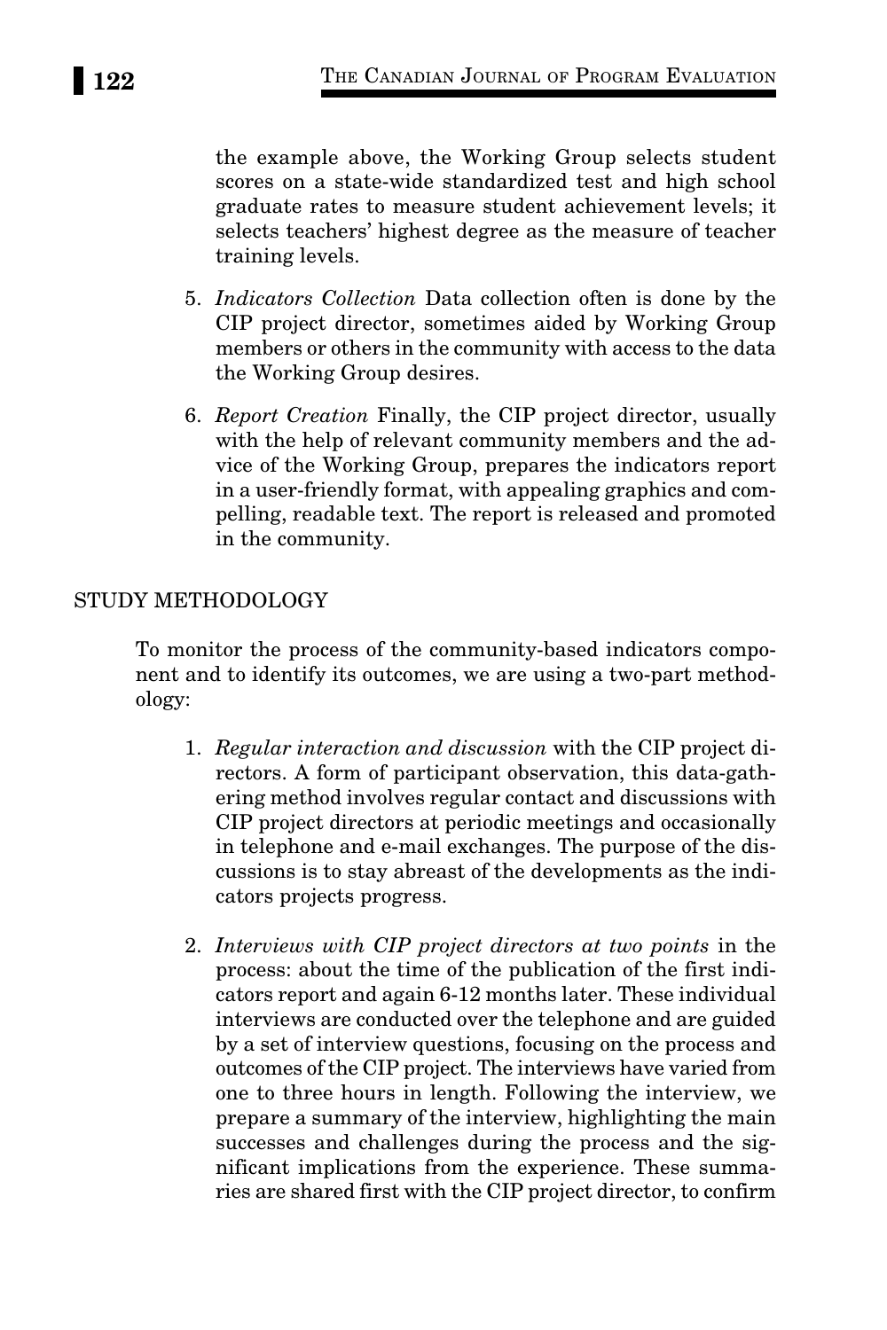the example above, the Working Group selects student scores on a state-wide standardized test and high school graduate rates to measure student achievement levels; it selects teachers' highest degree as the measure of teacher training levels.

5. *Indicators Collection* Data collection often is done by the CIP project director, sometimes aided by Working Group members or others in the community with access to the data the Working Group desires.

6. *Report Creation* Finally, the CIP project director, usually with the help of relevant community members and the advice of the Working Group, prepares the indicators report in a user-friendly format, with appealing graphics and compelling, readable text. The report is released and promoted in the community.

## STUDY METHODOLOGY

To monitor the process of the community-based indicators component and to identify its outcomes, we are using a two-part methodology:

1. *Regular interaction and discussion* with the CIP project directors. A form of participant observation, this data-gathering method involves regular contact and discussions with CIP project directors at periodic meetings and occasionally in telephone and e-mail exchanges. The purpose of the discussions is to stay abreast of the developments as the indicators projects progress.

2. *Interviews with CIP project directors at two points* in the process: about the time of the publication of the first indicators report and again 6-12 months later. These individual interviews are conducted over the telephone and are guided by a set of interview questions, focusing on the process and outcomes of the CIP project. The interviews have varied from one to three hours in length. Following the interview, we prepare a summary of the interview, highlighting the main successes and challenges during the process and the significant implications from the experience. These summaries are shared first with the CIP project director, to confirm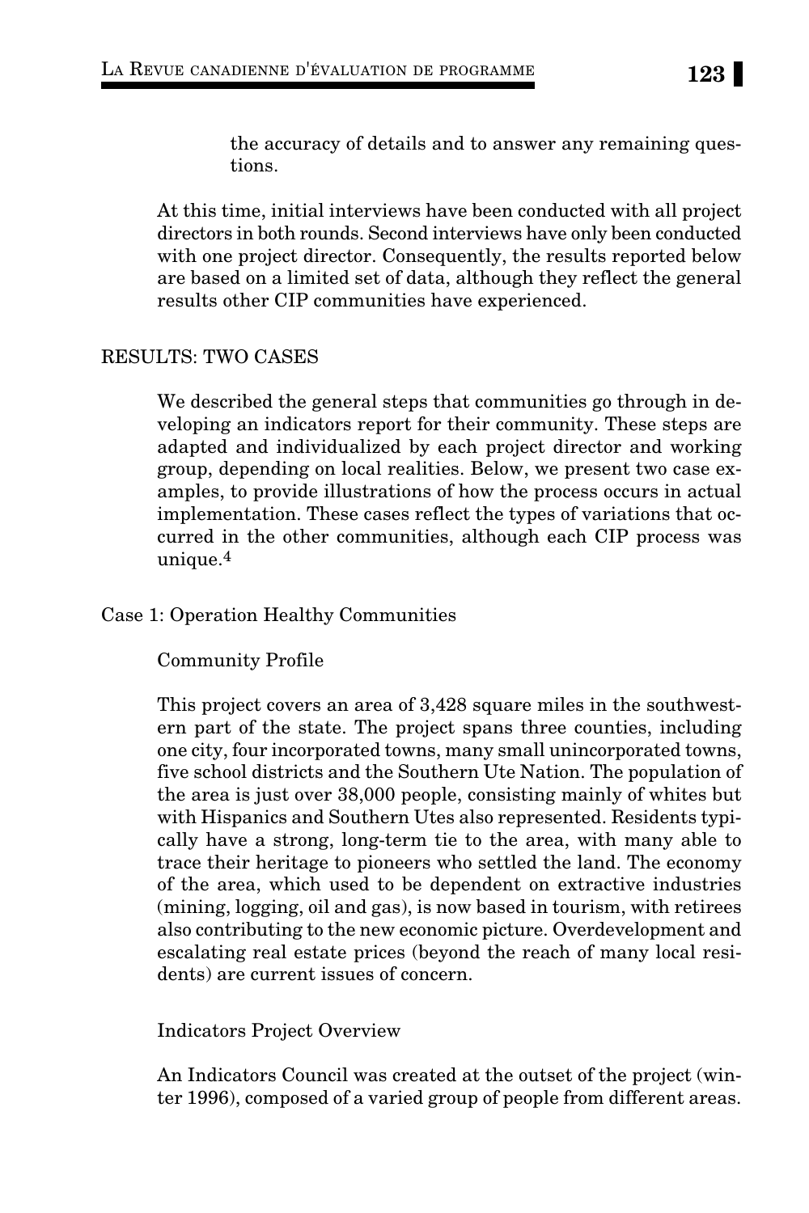the accuracy of details and to answer any remaining questions.

At this time, initial interviews have been conducted with all project directors in both rounds. Second interviews have only been conducted with one project director. Consequently, the results reported below are based on a limited set of data, although they reflect the general results other CIP communities have experienced.

## RESULTS: TWO CASES

We described the general steps that communities go through in developing an indicators report for their community. These steps are adapted and individualized by each project director and working group, depending on local realities. Below, we present two case examples, to provide illustrations of how the process occurs in actual implementation. These cases reflect the types of variations that occurred in the other communities, although each CIP process was unique.[4]

### Case 1: Operation Healthy Communities

#### Community Profile

This project covers an area of 3,428 square miles in the southwestern part of the state. The project spans three counties, including one city, four incorporated towns, many small unincorporated towns, five school districts and the Southern Ute Nation. The population of the area is just over 38,000 people, consisting mainly of whites but with Hispanics and Southern Utes also represented. Residents typically have a strong, long-term tie to the area, with many able to trace their heritage to pioneers who settled the land. The economy of the area, which used to be dependent on extractive industries (mining, logging, oil and gas), is now based in tourism, with retirees also contributing to the new economic picture. Overdevelopment and escalating real estate prices (beyond the reach of many local residents) are current issues of concern.

#### Indicators Project Overview

An Indicators Council was created at the outset of the project (winter 1996), composed of a varied group of people from different areas.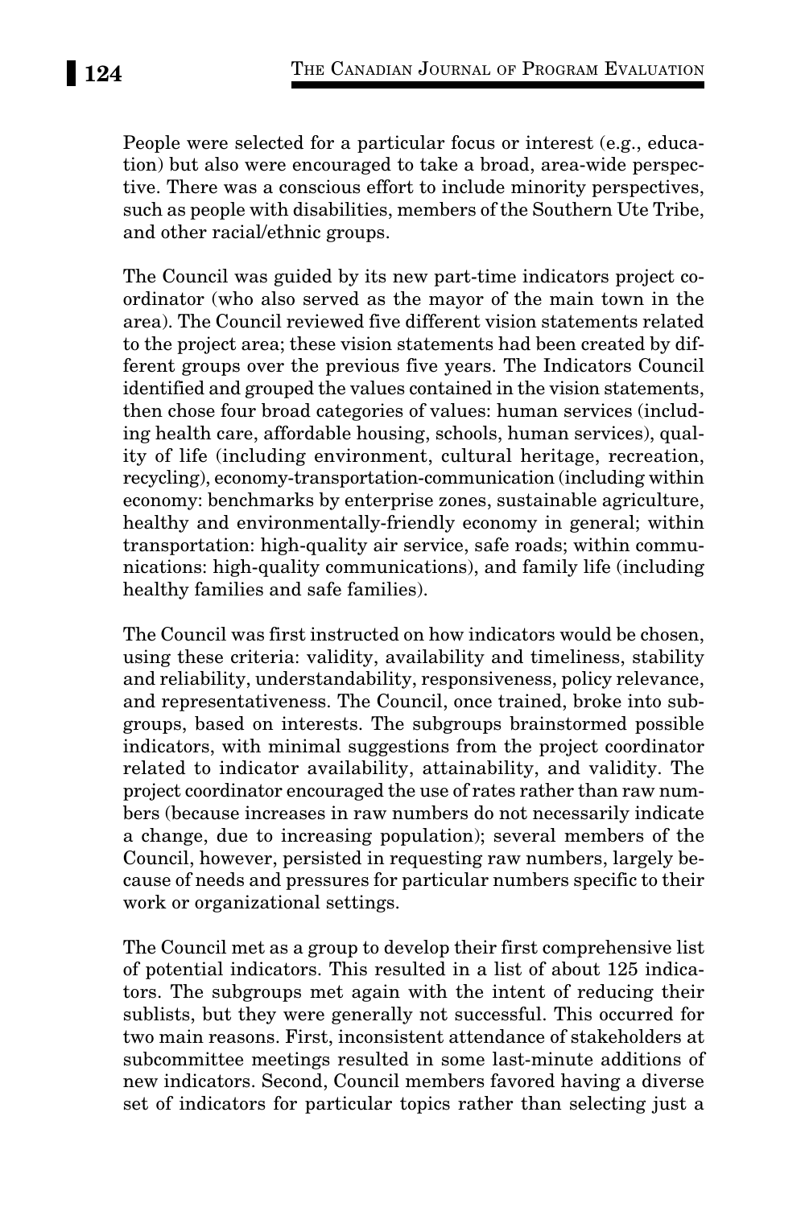People were selected for a particular focus or interest (e.g., education) but also were encouraged to take a broad, area-wide perspective. There was a conscious effort to include minority perspectives, such as people with disabilities, members of the Southern Ute Tribe, and other racial/ethnic groups.

The Council was guided by its new part-time indicators project coordinator (who also served as the mayor of the main town in the area). The Council reviewed five different vision statements related to the project area; these vision statements had been created by different groups over the previous five years. The Indicators Council identified and grouped the values contained in the vision statements, then chose four broad categories of values: human services (including health care, affordable housing, schools, human services), quality of life (including environment, cultural heritage, recreation, recycling), economy-transportation-communication (including within economy: benchmarks by enterprise zones, sustainable agriculture, healthy and environmentally-friendly economy in general; within transportation: high-quality air service, safe roads; within communications: high-quality communications), and family life (including healthy families and safe families).

The Council was first instructed on how indicators would be chosen, using these criteria: validity, availability and timeliness, stability and reliability, understandability, responsiveness, policy relevance, and representativeness. The Council, once trained, broke into subgroups, based on interests. The subgroups brainstormed possible indicators, with minimal suggestions from the project coordinator related to indicator availability, attainability, and validity. The project coordinator encouraged the use of rates rather than raw numbers (because increases in raw numbers do not necessarily indicate a change, due to increasing population); several members of the Council, however, persisted in requesting raw numbers, largely because of needs and pressures for particular numbers specific to their work or organizational settings.

The Council met as a group to develop their first comprehensive list of potential indicators. This resulted in a list of about 125 indicators. The subgroups met again with the intent of reducing their sublists, but they were generally not successful. This occurred for two main reasons. First, inconsistent attendance of stakeholders at subcommittee meetings resulted in some last-minute additions of new indicators. Second, Council members favored having a diverse set of indicators for particular topics rather than selecting just a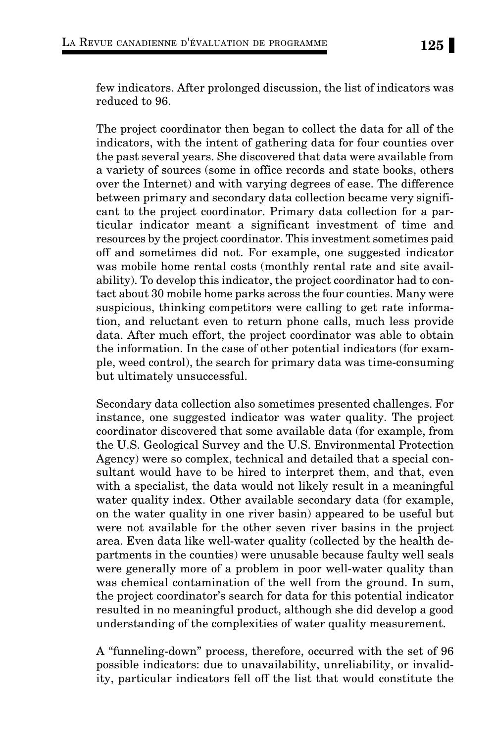few indicators. After prolonged discussion, the list of indicators was reduced to 96.

The project coordinator then began to collect the data for all of the indicators, with the intent of gathering data for four counties over the past several years. She discovered that data were available from a variety of sources (some in office records and state books, others over the Internet) and with varying degrees of ease. The difference between primary and secondary data collection became very significant to the project coordinator. Primary data collection for a particular indicator meant a significant investment of time and resources by the project coordinator. This investment sometimes paid off and sometimes did not. For example, one suggested indicator was mobile home rental costs (monthly rental rate and site availability). To develop this indicator, the project coordinator had to contact about 30 mobile home parks across the four counties. Many were suspicious, thinking competitors were calling to get rate information, and reluctant even to return phone calls, much less provide data. After much effort, the project coordinator was able to obtain the information. In the case of other potential indicators (for example, weed control), the search for primary data was time-consuming but ultimately unsuccessful.

Secondary data collection also sometimes presented challenges. For instance, one suggested indicator was water quality. The project coordinator discovered that some available data (for example, from the U.S. Geological Survey and the U.S. Environmental Protection Agency) were so complex, technical and detailed that a special consultant would have to be hired to interpret them, and that, even with a specialist, the data would not likely result in a meaningful water quality index. Other available secondary data (for example, on the water quality in one river basin) appeared to be useful but were not available for the other seven river basins in the project area. Even data like well-water quality (collected by the health departments in the counties) were unusable because faulty well seals were generally more of a problem in poor well-water quality than was chemical contamination of the well from the ground. In sum, the project coordinator's search for data for this potential indicator resulted in no meaningful product, although she did develop a good understanding of the complexities of water quality measurement.

A "funneling-down" process, therefore, occurred with the set of 96 possible indicators: due to unavailability, unreliability, or invalidity, particular indicators fell off the list that would constitute the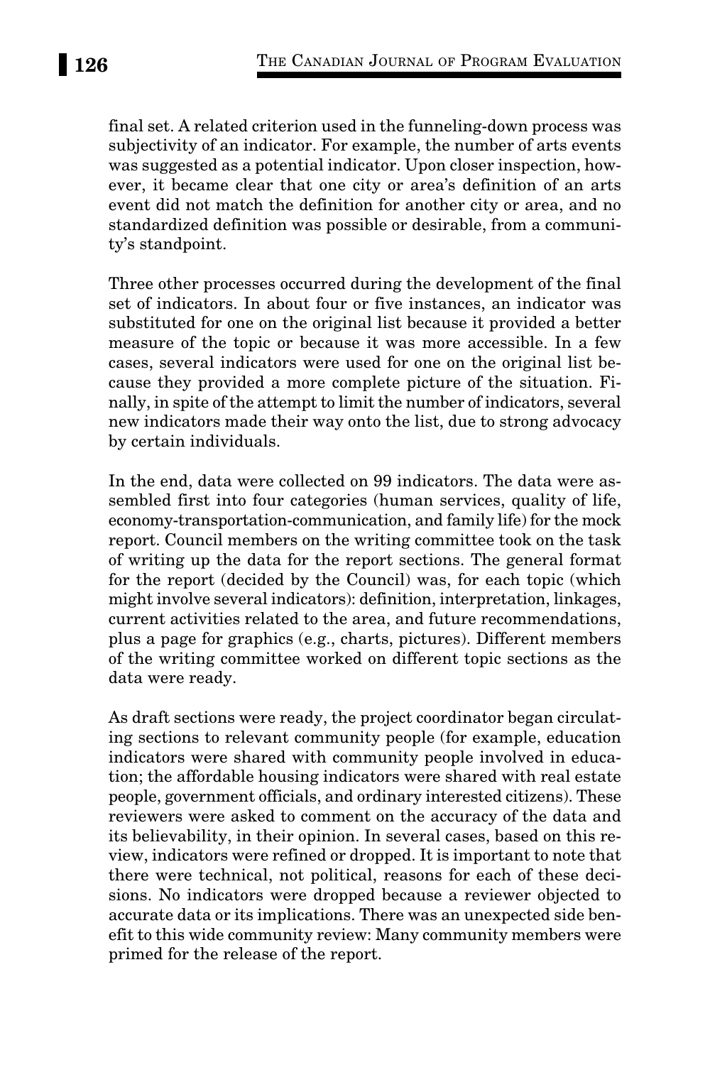final set. A related criterion used in the funneling-down process was subjectivity of an indicator. For example, the number of arts events was suggested as a potential indicator. Upon closer inspection, however, it became clear that one city or area's definition of an arts event did not match the definition for another city or area, and no standardized definition was possible or desirable, from a community's standpoint.

Three other processes occurred during the development of the final set of indicators. In about four or five instances, an indicator was substituted for one on the original list because it provided a better measure of the topic or because it was more accessible. In a few cases, several indicators were used for one on the original list because they provided a more complete picture of the situation. Finally, in spite of the attempt to limit the number of indicators, several new indicators made their way onto the list, due to strong advocacy by certain individuals.

In the end, data were collected on 99 indicators. The data were assembled first into four categories (human services, quality of life, economy-transportation-communication, and family life) for the mock report. Council members on the writing committee took on the task of writing up the data for the report sections. The general format for the report (decided by the Council) was, for each topic (which might involve several indicators): definition, interpretation, linkages, current activities related to the area, and future recommendations, plus a page for graphics (e.g., charts, pictures). Different members of the writing committee worked on different topic sections as the data were ready.

As draft sections were ready, the project coordinator began circulating sections to relevant community people (for example, education indicators were shared with community people involved in education; the affordable housing indicators were shared with real estate people, government officials, and ordinary interested citizens). These reviewers were asked to comment on the accuracy of the data and its believability, in their opinion. In several cases, based on this review, indicators were refined or dropped. It is important to note that there were technical, not political, reasons for each of these decisions. No indicators were dropped because a reviewer objected to accurate data or its implications. There was an unexpected side benefit to this wide community review: Many community members were primed for the release of the report.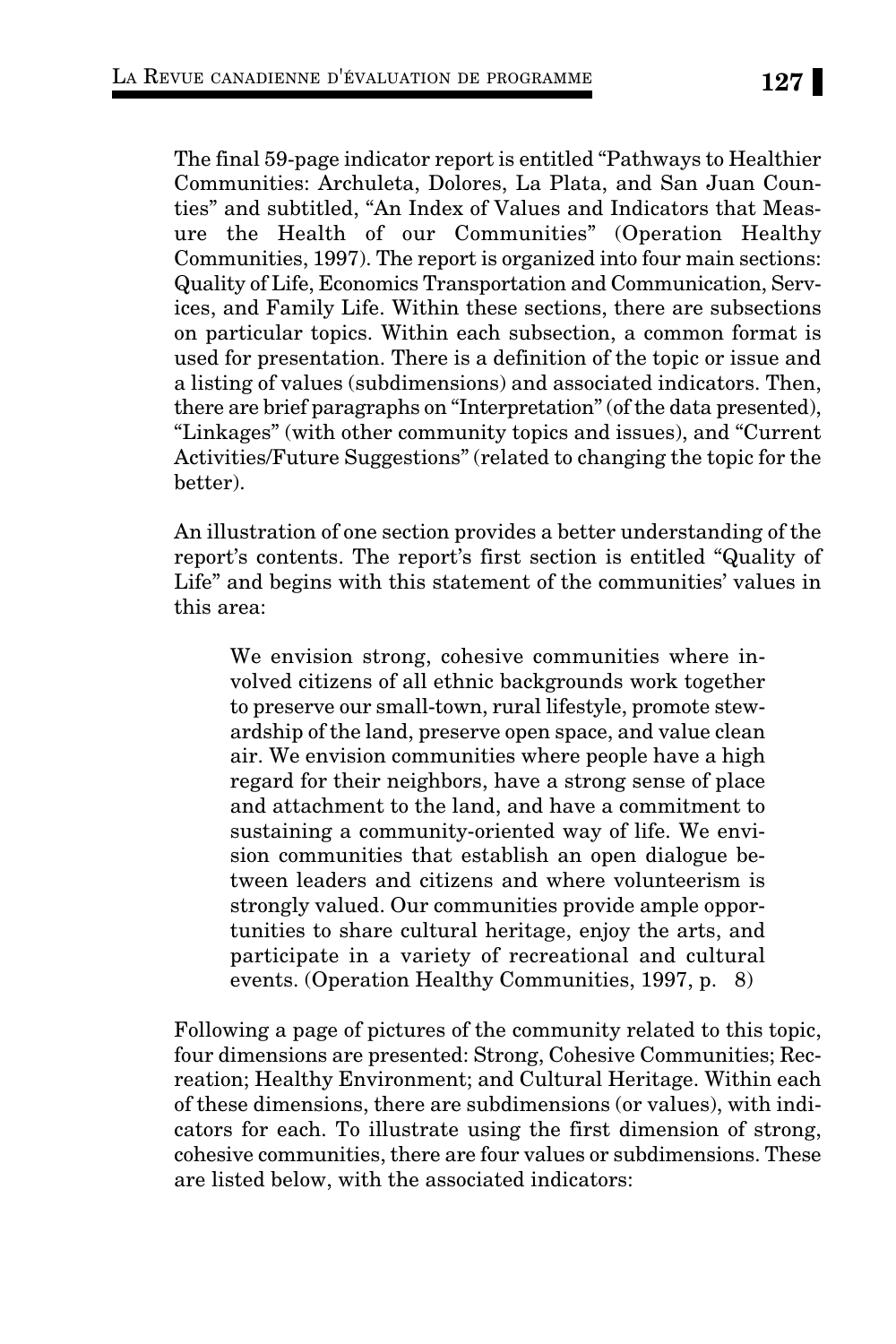The final 59-page indicator report is entitled "Pathways to Healthier Communities: Archuleta, Dolores, La Plata, and San Juan Counties" and subtitled, "An Index of Values and Indicators that Measure the Health of our Communities" (Operation Healthy Communities, 1997). The report is organized into four main sections: Quality of Life, Economics Transportation and Communication, Services, and Family Life. Within these sections, there are subsections on particular topics. Within each subsection, a common format is used for presentation. There is a definition of the topic or issue and a listing of values (subdimensions) and associated indicators. Then, there are brief paragraphs on "Interpretation" (of the data presented), "Linkages" (with other community topics and issues), and "Current Activities/Future Suggestions" (related to changing the topic for the better).

An illustration of one section provides a better understanding of the report's contents. The report's first section is entitled "Quality of Life" and begins with this statement of the communities' values in this area:

> We envision strong, cohesive communities where involved citizens of all ethnic backgrounds work together to preserve our small-town, rural lifestyle, promote stewardship of the land, preserve open space, and value clean air. We envision communities where people have a high regard for their neighbors, have a strong sense of place and attachment to the land, and have a commitment to sustaining a community-oriented way of life. We envision communities that establish an open dialogue between leaders and citizens and where volunteerism is strongly valued. Our communities provide ample opportunities to share cultural heritage, enjoy the arts, and participate in a variety of recreational and cultural events. (Operation Healthy Communities, 1997, p. 8)

Following a page of pictures of the community related to this topic, four dimensions are presented: Strong, Cohesive Communities; Recreation; Healthy Environment; and Cultural Heritage. Within each of these dimensions, there are subdimensions (or values), with indicators for each. To illustrate using the first dimension of strong, cohesive communities, there are four values or subdimensions. These are listed below, with the associated indicators: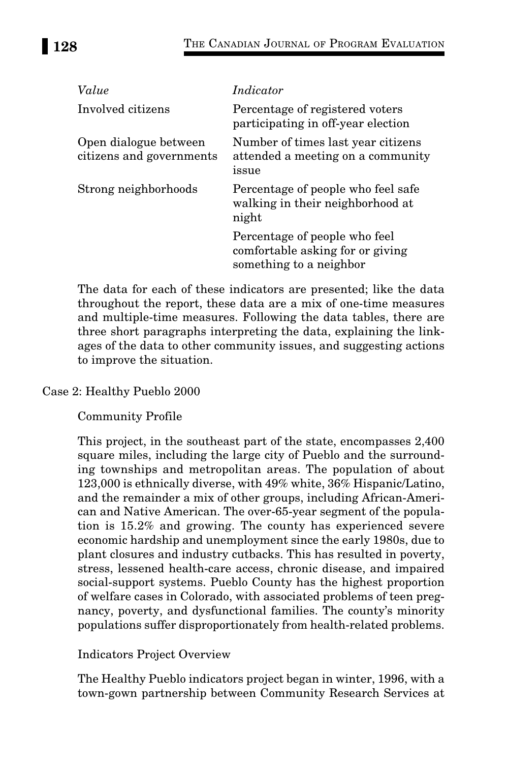| *Value* | *Indicator* |
|---|---|
| Involved citizens | Percentage of registered voters participating in off-year election |
| Open dialogue between citizens and governments | Number of times last year citizens attended a meeting on a community issue |
| Strong neighborhoods | Percentage of people who feel safe walking in their neighborhood at night |
| | Percentage of people who feel comfortable asking for or giving something to a neighbor |

The data for each of these indicators are presented; like the data throughout the report, these data are a mix of one-time measures and multiple-time measures. Following the data tables, there are three short paragraphs interpreting the data, explaining the linkages of the data to other community issues, and suggesting actions to improve the situation.

## Case 2: Healthy Pueblo 2000

### Community Profile

This project, in the southeast part of the state, encompasses 2,400 square miles, including the large city of Pueblo and the surrounding townships and metropolitan areas. The population of about 123,000 is ethnically diverse, with 49% white, 36% Hispanic/Latino, and the remainder a mix of other groups, including African-American and Native American. The over-65-year segment of the population is 15.2% and growing. The county has experienced severe economic hardship and unemployment since the early 1980s, due to plant closures and industry cutbacks. This has resulted in poverty, stress, lessened health-care access, chronic disease, and impaired social-support systems. Pueblo County has the highest proportion of welfare cases in Colorado, with associated problems of teen pregnancy, poverty, and dysfunctional families. The county's minority populations suffer disproportionately from health-related problems.

### Indicators Project Overview

The Healthy Pueblo indicators project began in winter, 1996, with a town-gown partnership between Community Research Services at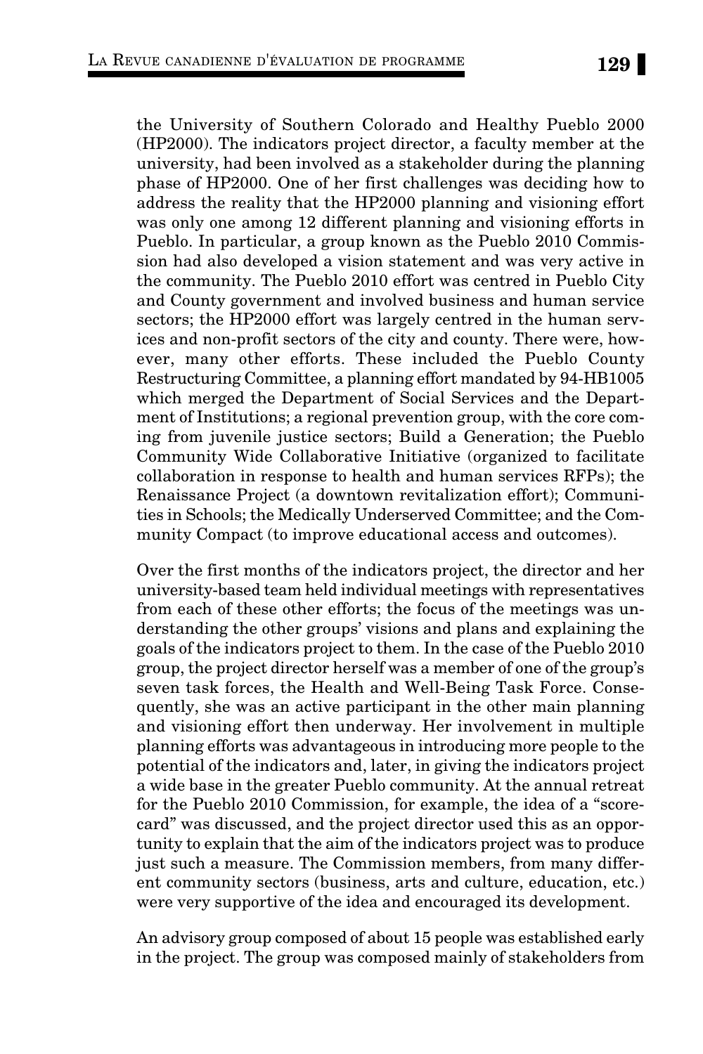the University of Southern Colorado and Healthy Pueblo 2000 (HP2000). The indicators project director, a faculty member at the university, had been involved as a stakeholder during the planning phase of HP2000. One of her first challenges was deciding how to address the reality that the HP2000 planning and visioning effort was only one among 12 different planning and visioning efforts in Pueblo. In particular, a group known as the Pueblo 2010 Commission had also developed a vision statement and was very active in the community. The Pueblo 2010 effort was centred in Pueblo City and County government and involved business and human service sectors; the HP2000 effort was largely centred in the human services and non-profit sectors of the city and county. There were, however, many other efforts. These included the Pueblo County Restructuring Committee, a planning effort mandated by 94-HB1005 which merged the Department of Social Services and the Department of Institutions; a regional prevention group, with the core coming from juvenile justice sectors; Build a Generation; the Pueblo Community Wide Collaborative Initiative (organized to facilitate collaboration in response to health and human services RFPs); the Renaissance Project (a downtown revitalization effort); Communities in Schools; the Medically Underserved Committee; and the Community Compact (to improve educational access and outcomes).

Over the first months of the indicators project, the director and her university-based team held individual meetings with representatives from each of these other efforts; the focus of the meetings was understanding the other groups' visions and plans and explaining the goals of the indicators project to them. In the case of the Pueblo 2010 group, the project director herself was a member of one of the group's seven task forces, the Health and Well-Being Task Force. Consequently, she was an active participant in the other main planning and visioning effort then underway. Her involvement in multiple planning efforts was advantageous in introducing more people to the potential of the indicators and, later, in giving the indicators project a wide base in the greater Pueblo community. At the annual retreat for the Pueblo 2010 Commission, for example, the idea of a "scorecard" was discussed, and the project director used this as an opportunity to explain that the aim of the indicators project was to produce just such a measure. The Commission members, from many different community sectors (business, arts and culture, education, etc.) were very supportive of the idea and encouraged its development.

An advisory group composed of about 15 people was established early in the project. The group was composed mainly of stakeholders from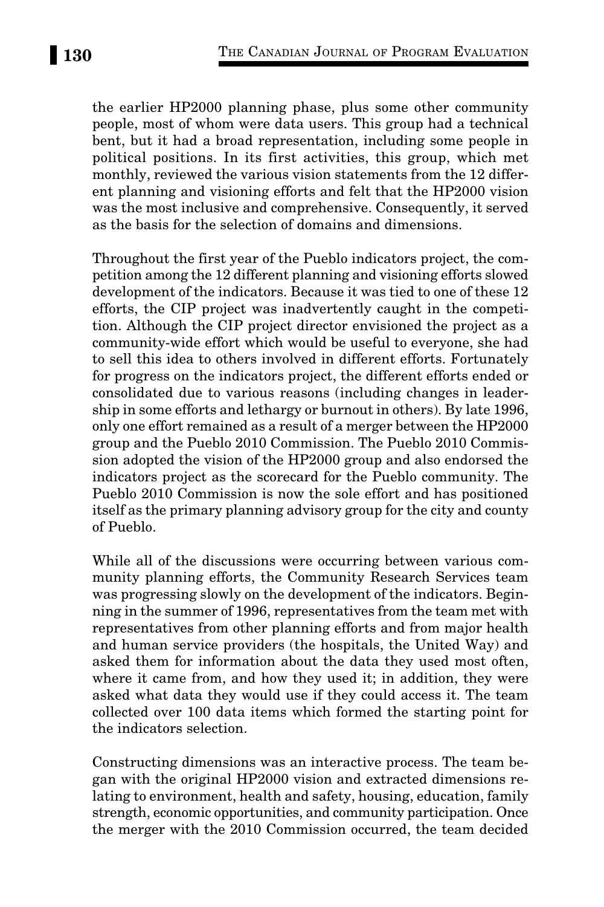the earlier HP2000 planning phase, plus some other community people, most of whom were data users. This group had a technical bent, but it had a broad representation, including some people in political positions. In its first activities, this group, which met monthly, reviewed the various vision statements from the 12 different planning and visioning efforts and felt that the HP2000 vision was the most inclusive and comprehensive. Consequently, it served as the basis for the selection of domains and dimensions.

Throughout the first year of the Pueblo indicators project, the competition among the 12 different planning and visioning efforts slowed development of the indicators. Because it was tied to one of these 12 efforts, the CIP project was inadvertently caught in the competition. Although the CIP project director envisioned the project as a community-wide effort which would be useful to everyone, she had to sell this idea to others involved in different efforts. Fortunately for progress on the indicators project, the different efforts ended or consolidated due to various reasons (including changes in leadership in some efforts and lethargy or burnout in others). By late 1996, only one effort remained as a result of a merger between the HP2000 group and the Pueblo 2010 Commission. The Pueblo 2010 Commission adopted the vision of the HP2000 group and also endorsed the indicators project as the scorecard for the Pueblo community. The Pueblo 2010 Commission is now the sole effort and has positioned itself as the primary planning advisory group for the city and county of Pueblo.

While all of the discussions were occurring between various community planning efforts, the Community Research Services team was progressing slowly on the development of the indicators. Beginning in the summer of 1996, representatives from the team met with representatives from other planning efforts and from major health and human service providers (the hospitals, the United Way) and asked them for information about the data they used most often, where it came from, and how they used it; in addition, they were asked what data they would use if they could access it. The team collected over 100 data items which formed the starting point for the indicators selection.

Constructing dimensions was an interactive process. The team began with the original HP2000 vision and extracted dimensions relating to environment, health and safety, housing, education, family strength, economic opportunities, and community participation. Once the merger with the 2010 Commission occurred, the team decided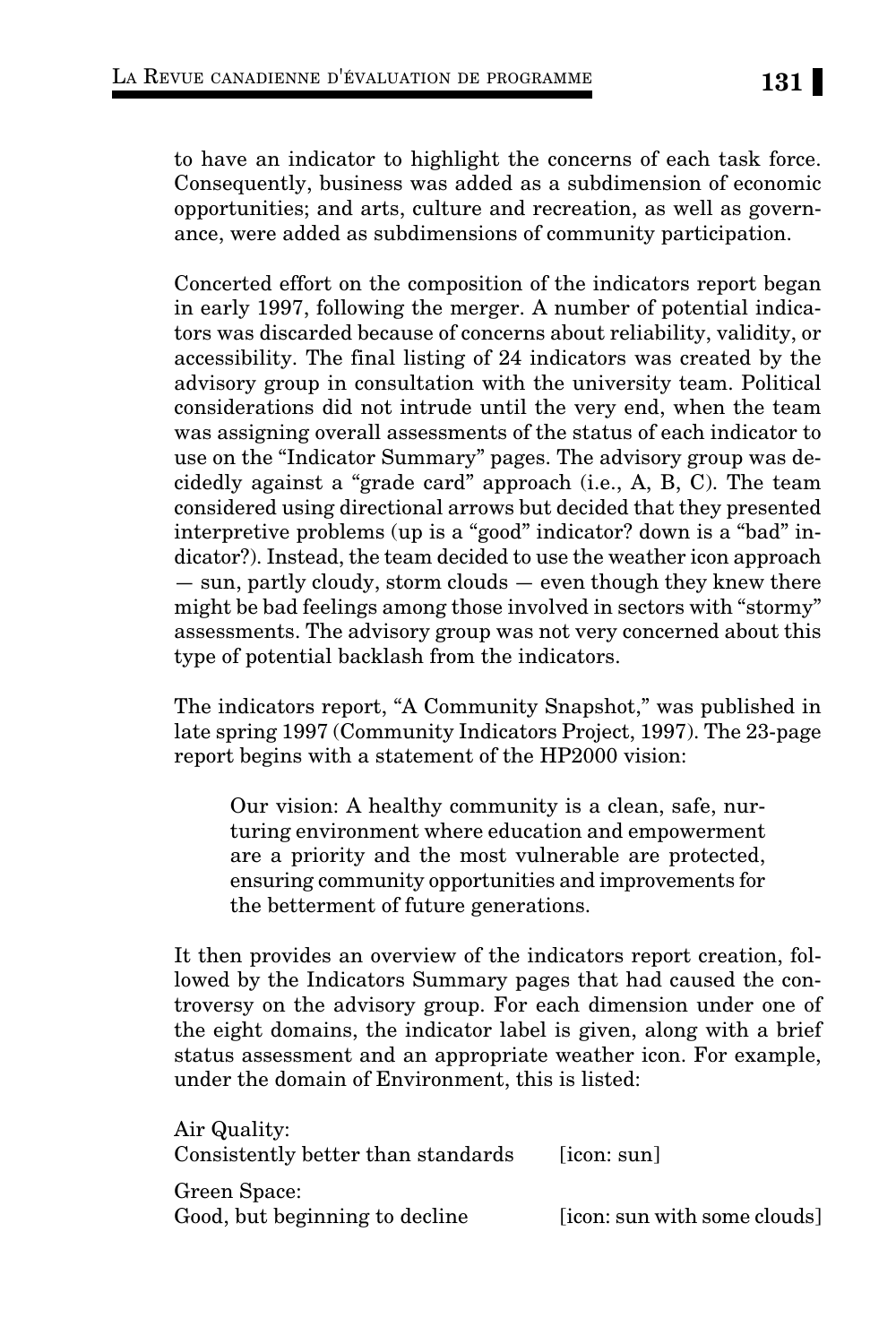to have an indicator to highlight the concerns of each task force. Consequently, business was added as a subdimension of economic opportunities; and arts, culture and recreation, as well as governance, were added as subdimensions of community participation.

Concerted effort on the composition of the indicators report began in early 1997, following the merger. A number of potential indicators was discarded because of concerns about reliability, validity, or accessibility. The final listing of 24 indicators was created by the advisory group in consultation with the university team. Political considerations did not intrude until the very end, when the team was assigning overall assessments of the status of each indicator to use on the "Indicator Summary" pages. The advisory group was decidedly against a "grade card" approach (i.e., A, B, C). The team considered using directional arrows but decided that they presented interpretive problems (up is a "good" indicator? down is a "bad" indicator?). Instead, the team decided to use the weather icon approach — sun, partly cloudy, storm clouds — even though they knew there might be bad feelings among those involved in sectors with "stormy" assessments. The advisory group was not very concerned about this type of potential backlash from the indicators.

The indicators report, "A Community Snapshot," was published in late spring 1997 (Community Indicators Project, 1997). The 23-page report begins with a statement of the HP2000 vision:

> Our vision: A healthy community is a clean, safe, nurturing environment where education and empowerment are a priority and the most vulnerable are protected, ensuring community opportunities and improvements for the betterment of future generations.

It then provides an overview of the indicators report creation, followed by the Indicators Summary pages that had caused the controversy on the advisory group. For each dimension under one of the eight domains, the indicator label is given, along with a brief status assessment and an appropriate weather icon. For example, under the domain of Environment, this is listed:

Air Quality:
Consistently better than standards [icon: sun]

Green Space:
Good, but beginning to decline [icon: sun with some clouds]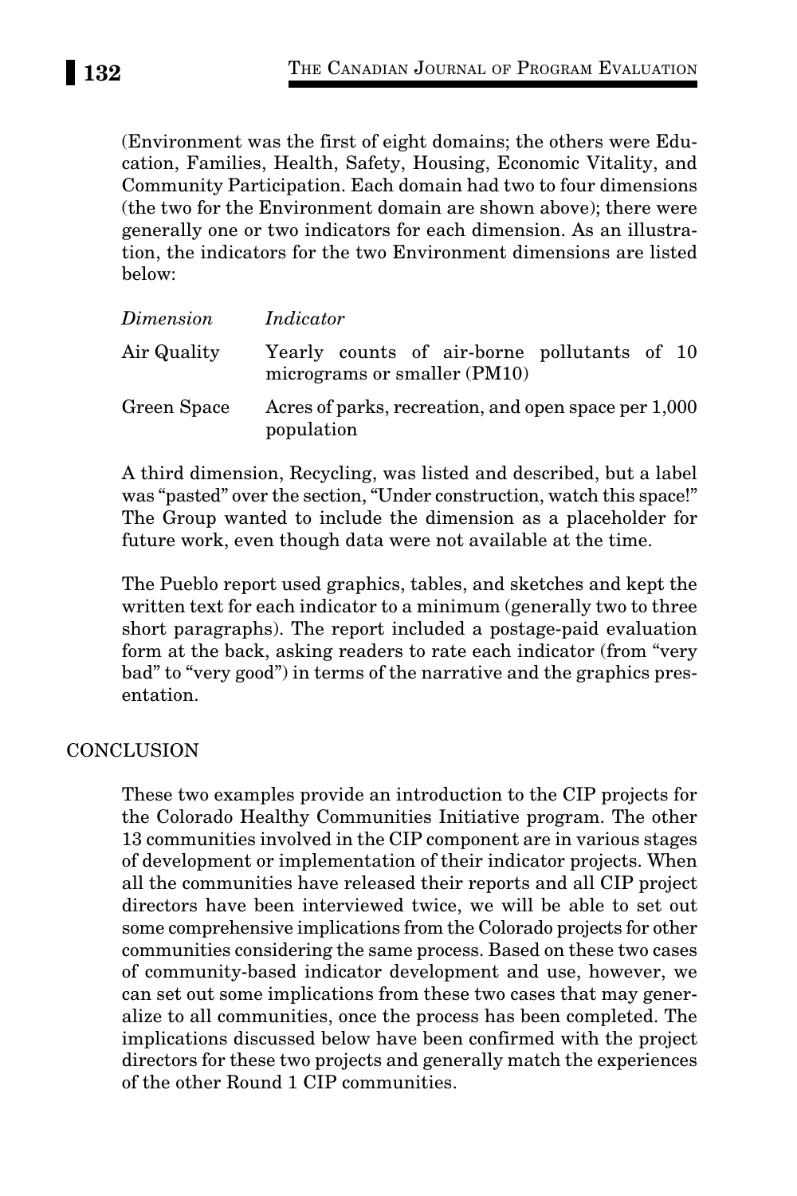(Environment was the first of eight domains; the others were Education, Families, Health, Safety, Housing, Economic Vitality, and Community Participation. Each domain had two to four dimensions (the two for the Environment domain are shown above); there were generally one or two indicators for each dimension. As an illustration, the indicators for the two Environment dimensions are listed below:

| *Dimension* | *Indicator* |
|---|---|
| Air Quality | Yearly counts of air-borne pollutants of 10 micrograms or smaller (PM10) |
| Green Space | Acres of parks, recreation, and open space per 1,000 population |

A third dimension, Recycling, was listed and described, but a label was "pasted" over the section, "Under construction, watch this space!" The Group wanted to include the dimension as a placeholder for future work, even though data were not available at the time.

The Pueblo report used graphics, tables, and sketches and kept the written text for each indicator to a minimum (generally two to three short paragraphs). The report included a postage-paid evaluation form at the back, asking readers to rate each indicator (from "very bad" to "very good") in terms of the narrative and the graphics presentation.

## CONCLUSION

These two examples provide an introduction to the CIP projects for the Colorado Healthy Communities Initiative program. The other 13 communities involved in the CIP component are in various stages of development or implementation of their indicator projects. When all the communities have released their reports and all CIP project directors have been interviewed twice, we will be able to set out some comprehensive implications from the Colorado projects for other communities considering the same process. Based on these two cases of community-based indicator development and use, however, we can set out some implications from these two cases that may generalize to all communities, once the process has been completed. The implications discussed below have been confirmed with the project directors for these two projects and generally match the experiences of the other Round 1 CIP communities.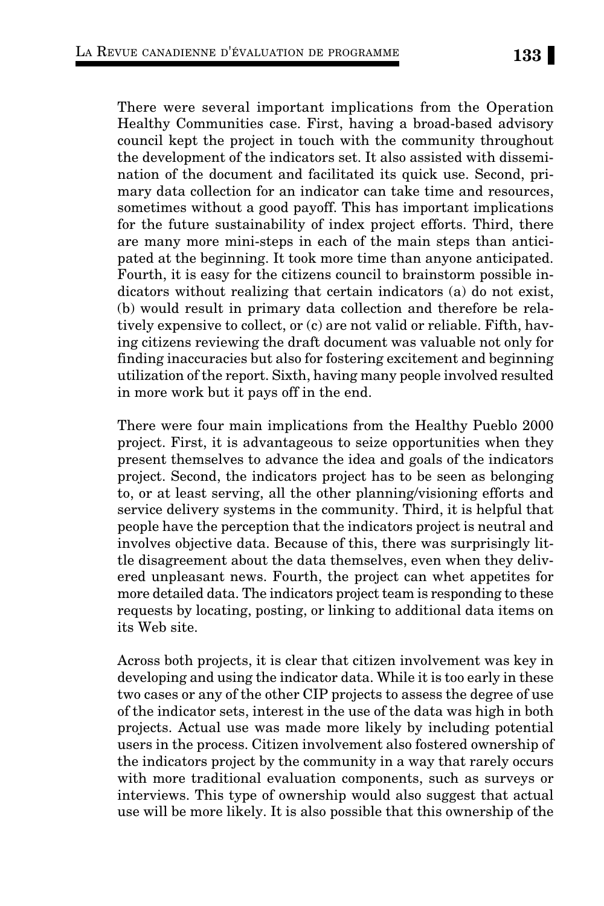There were several important implications from the Operation Healthy Communities case. First, having a broad-based advisory council kept the project in touch with the community throughout the development of the indicators set. It also assisted with dissemination of the document and facilitated its quick use. Second, primary data collection for an indicator can take time and resources, sometimes without a good payoff. This has important implications for the future sustainability of index project efforts. Third, there are many more mini-steps in each of the main steps than anticipated at the beginning. It took more time than anyone anticipated. Fourth, it is easy for the citizens council to brainstorm possible indicators without realizing that certain indicators (a) do not exist, (b) would result in primary data collection and therefore be relatively expensive to collect, or (c) are not valid or reliable. Fifth, having citizens reviewing the draft document was valuable not only for finding inaccuracies but also for fostering excitement and beginning utilization of the report. Sixth, having many people involved resulted in more work but it pays off in the end.

There were four main implications from the Healthy Pueblo 2000 project. First, it is advantageous to seize opportunities when they present themselves to advance the idea and goals of the indicators project. Second, the indicators project has to be seen as belonging to, or at least serving, all the other planning/visioning efforts and service delivery systems in the community. Third, it is helpful that people have the perception that the indicators project is neutral and involves objective data. Because of this, there was surprisingly little disagreement about the data themselves, even when they delivered unpleasant news. Fourth, the project can whet appetites for more detailed data. The indicators project team is responding to these requests by locating, posting, or linking to additional data items on its Web site.

Across both projects, it is clear that citizen involvement was key in developing and using the indicator data. While it is too early in these two cases or any of the other CIP projects to assess the degree of use of the indicator sets, interest in the use of the data was high in both projects. Actual use was made more likely by including potential users in the process. Citizen involvement also fostered ownership of the indicators project by the community in a way that rarely occurs with more traditional evaluation components, such as surveys or interviews. This type of ownership would also suggest that actual use will be more likely. It is also possible that this ownership of the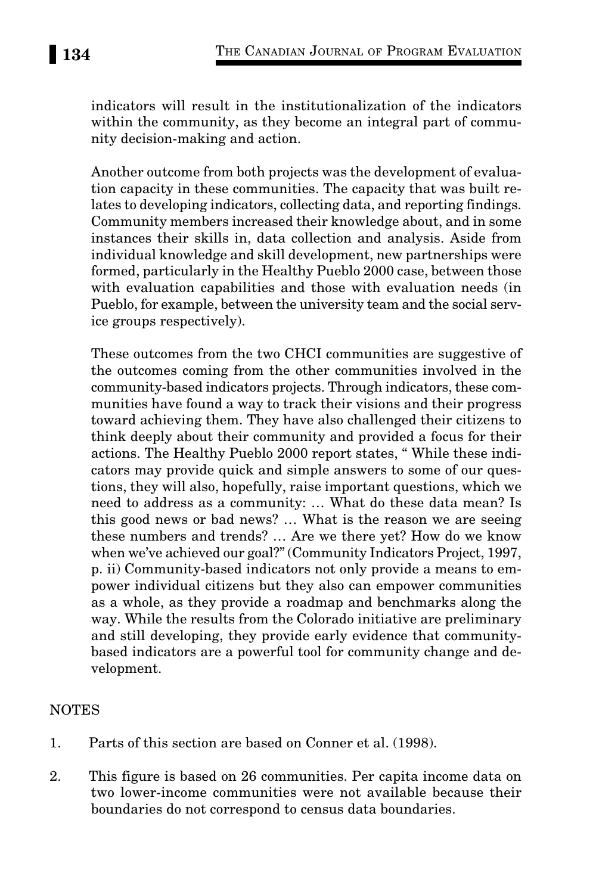indicators will result in the institutionalization of the indicators within the community, as they become an integral part of community decision-making and action.

Another outcome from both projects was the development of evaluation capacity in these communities. The capacity that was built relates to developing indicators, collecting data, and reporting findings. Community members increased their knowledge about, and in some instances their skills in, data collection and analysis. Aside from individual knowledge and skill development, new partnerships were formed, particularly in the Healthy Pueblo 2000 case, between those with evaluation capabilities and those with evaluation needs (in Pueblo, for example, between the university team and the social service groups respectively).

These outcomes from the two CHCI communities are suggestive of the outcomes coming from the other communities involved in the community-based indicators projects. Through indicators, these communities have found a way to track their visions and their progress toward achieving them. They have also challenged their citizens to think deeply about their community and provided a focus for their actions. The Healthy Pueblo 2000 report states, " While these indicators may provide quick and simple answers to some of our questions, they will also, hopefully, raise important questions, which we need to address as a community: … What do these data mean? Is this good news or bad news? … What is the reason we are seeing these numbers and trends? … Are we there yet? How do we know when we've achieved our goal?" (Community Indicators Project, 1997, p. ii) Community-based indicators not only provide a means to empower individual citizens but they also can empower communities as a whole, as they provide a roadmap and benchmarks along the way. While the results from the Colorado initiative are preliminary and still developing, they provide early evidence that community-based indicators are a powerful tool for community change and development.

## NOTES

1. Parts of this section are based on Conner et al. (1998).
2. This figure is based on 26 communities. Per capita income data on two lower-income communities were not available because their boundaries do not correspond to census data boundaries.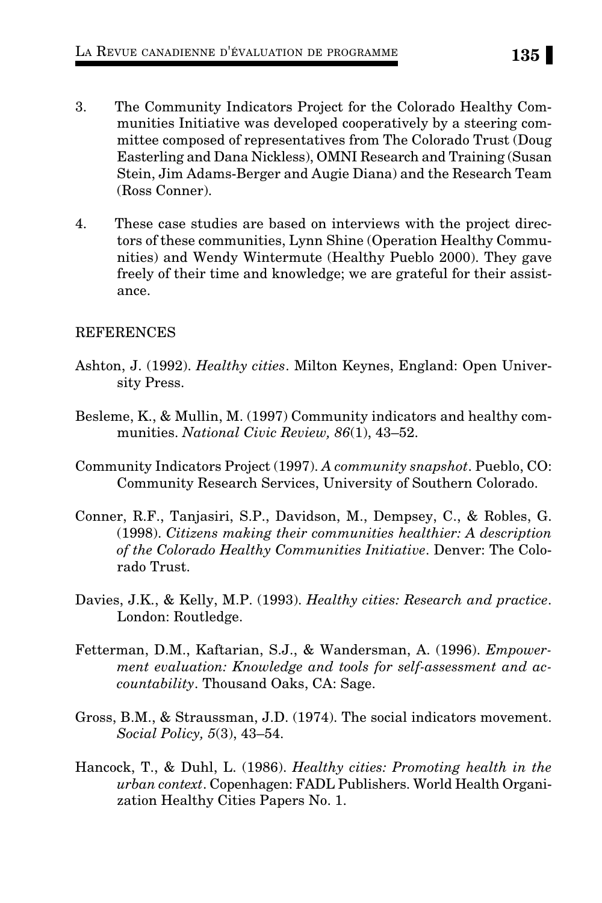3. The Community Indicators Project for the Colorado Healthy Communities Initiative was developed cooperatively by a steering committee composed of representatives from The Colorado Trust (Doug Easterling and Dana Nickless), OMNI Research and Training (Susan Stein, Jim Adams-Berger and Augie Diana) and the Research Team (Ross Conner).

4. These case studies are based on interviews with the project directors of these communities, Lynn Shine (Operation Healthy Communities) and Wendy Wintermute (Healthy Pueblo 2000). They gave freely of their time and knowledge; we are grateful for their assistance.

## REFERENCES

Ashton, J. (1992). *Healthy cities*. Milton Keynes, England: Open University Press.

Besleme, K., & Mullin, M. (1997) Community indicators and healthy communities. *National Civic Review, 86*(1), 43–52.

Community Indicators Project (1997). *A community snapshot*. Pueblo, CO: Community Research Services, University of Southern Colorado.

Conner, R.F., Tanjasiri, S.P., Davidson, M., Dempsey, C., & Robles, G. (1998). *Citizens making their communities healthier: A description of the Colorado Healthy Communities Initiative*. Denver: The Colorado Trust.

Davies, J.K., & Kelly, M.P. (1993). *Healthy cities: Research and practice*. London: Routledge.

Fetterman, D.M., Kaftarian, S.J., & Wandersman, A. (1996). *Empowerment evaluation: Knowledge and tools for self-assessment and accountability*. Thousand Oaks, CA: Sage.

Gross, B.M., & Straussman, J.D. (1974). The social indicators movement. *Social Policy, 5*(3), 43–54.

Hancock, T., & Duhl, L. (1986). *Healthy cities: Promoting health in the urban context*. Copenhagen: FADL Publishers. World Health Organization Healthy Cities Papers No. 1.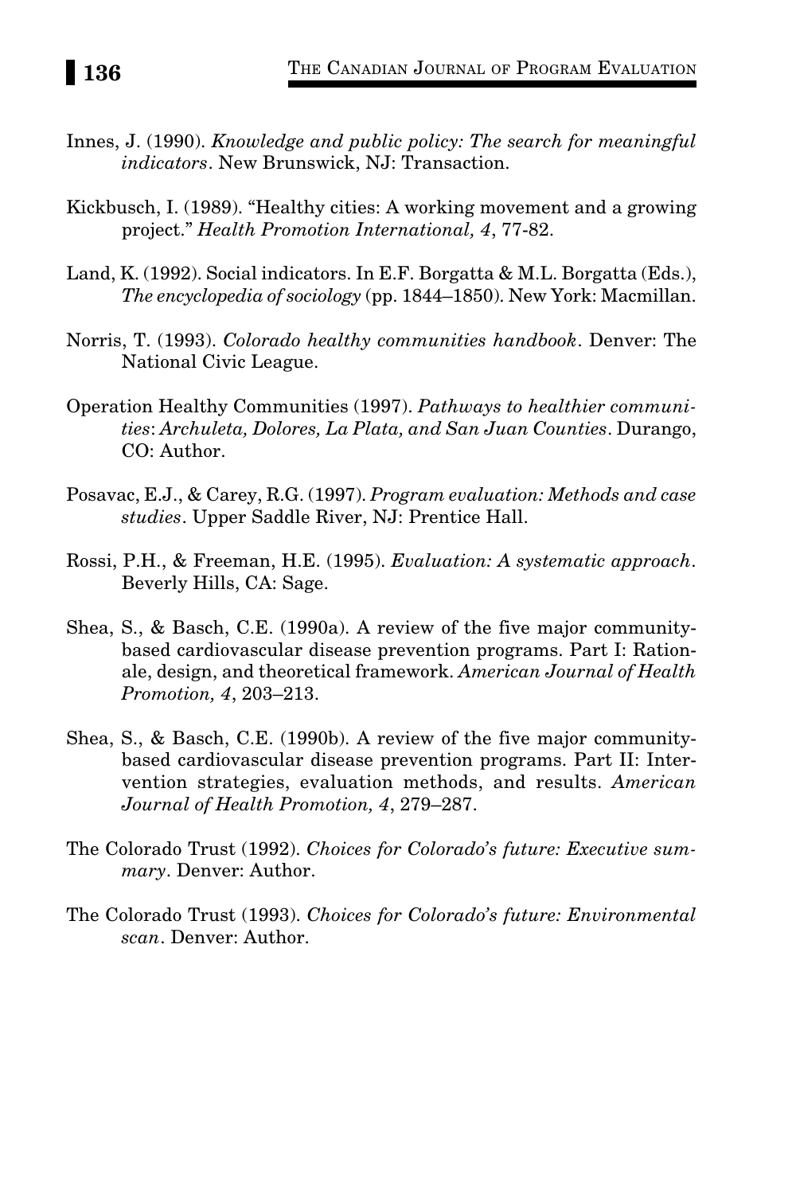Innes, J. (1990). *Knowledge and public policy: The search for meaningful indicators*. New Brunswick, NJ: Transaction.

Kickbusch, I. (1989). "Healthy cities: A working movement and a growing project." *Health Promotion International, 4*, 77-82.

Land, K. (1992). Social indicators. In E.F. Borgatta & M.L. Borgatta (Eds.), *The encyclopedia of sociology* (pp. 1844–1850). New York: Macmillan.

Norris, T. (1993). *Colorado healthy communities handbook*. Denver: The National Civic League.

Operation Healthy Communities (1997). *Pathways to healthier communities*: *Archuleta, Dolores, La Plata, and San Juan Counties*. Durango, CO: Author.

Posavac, E.J., & Carey, R.G. (1997). *Program evaluation: Methods and case studies*. Upper Saddle River, NJ: Prentice Hall.

Rossi, P.H., & Freeman, H.E. (1995). *Evaluation: A systematic approach*. Beverly Hills, CA: Sage.

Shea, S., & Basch, C.E. (1990a). A review of the five major community-based cardiovascular disease prevention programs. Part I: Rationale, design, and theoretical framework. *American Journal of Health Promotion, 4*, 203–213.

Shea, S., & Basch, C.E. (1990b). A review of the five major community-based cardiovascular disease prevention programs. Part II: Intervention strategies, evaluation methods, and results. *American Journal of Health Promotion, 4*, 279–287.

The Colorado Trust (1992). *Choices for Colorado's future: Executive summary*. Denver: Author.

The Colorado Trust (1993). *Choices for Colorado's future: Environmental scan*. Denver: Author.